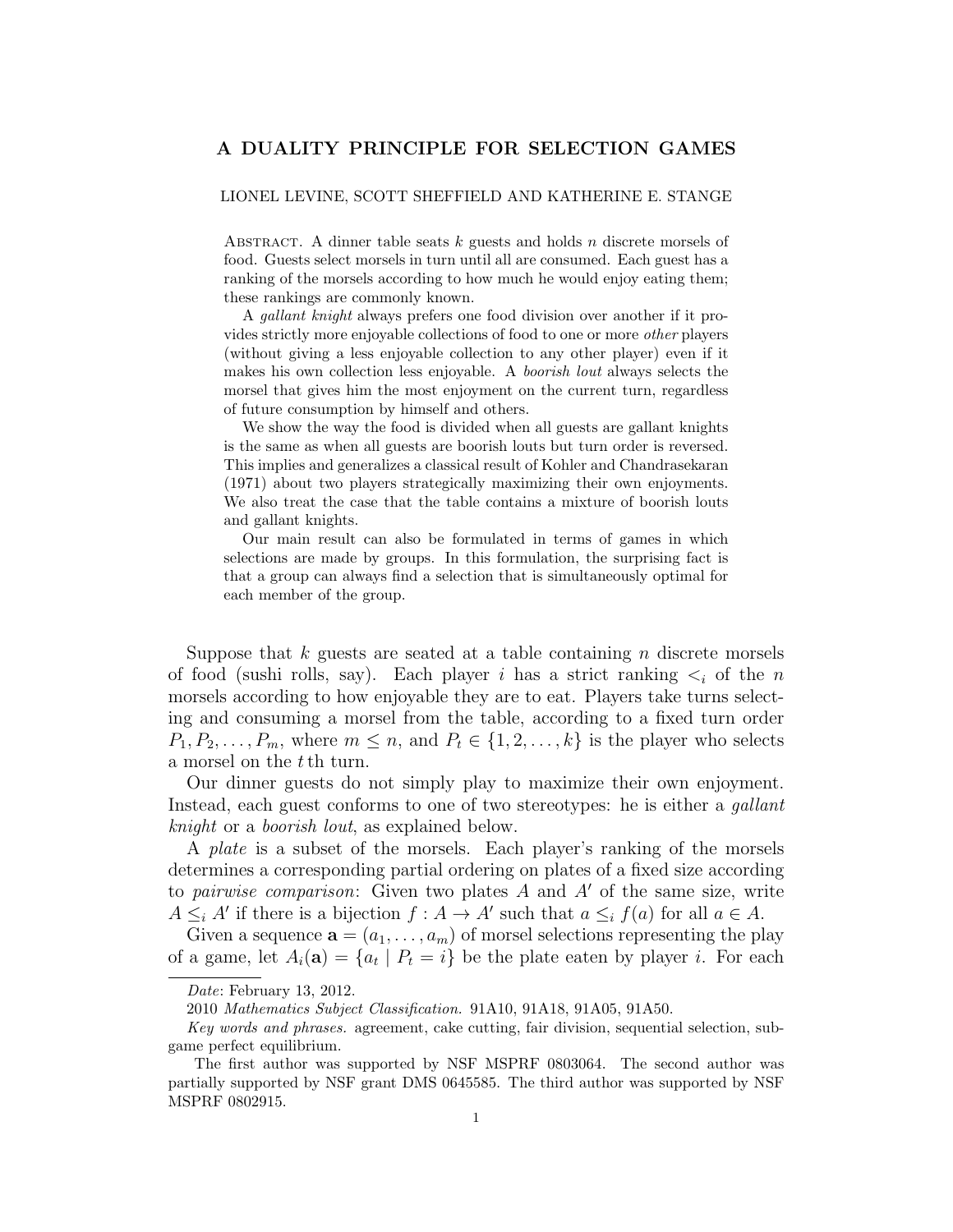# A DUALITY PRINCIPLE FOR SELECTION GAMES

LIONEL LEVINE, SCOTT SHEFFIELD AND KATHERINE E. STANGE

Abstract. A dinner table seats $k$ guests and holds $n$ discrete morsels of food. Guests select morsels in turn until all are consumed. Each guest has a ranking of the morsels according to how much he would enjoy eating them; these rankings are commonly known.

A *gallant knight* always prefers one food division over another if it provides strictly more enjoyable collections of food to one or more *other* players (without giving a less enjoyable collection to any other player) even if it makes his own collection less enjoyable. A *boorish lout* always selects the morsel that gives him the most enjoyment on the current turn, regardless of future consumption by himself and others.

We show the way the food is divided when all guests are gallant knights is the same as when all guests are boorish louts but turn order is reversed. This implies and generalizes a classical result of Kohler and Chandrasekaran (1971) about two players strategically maximizing their own enjoyments. We also treat the case that the table contains a mixture of boorish louts and gallant knights.

Our main result can also be formulated in terms of games in which selections are made by groups. In this formulation, the surprising fact is that a group can always find a selection that is simultaneously optimal for each member of the group.

Suppose that $k$ guests are seated at a table containing $n$ discrete morsels of food (sushi rolls, say). Each player $i$ has a strict ranking $<_i$ of the $n$ morsels according to how enjoyable they are to eat. Players take turns selecting and consuming a morsel from the table, according to a fixed turn order $P_1, P_2, \ldots, P_m$, where $m \leq n$, and $P_t \in \{1, 2, \ldots, k\}$ is the player who selects a morsel on the $t$ th turn.

Our dinner guests do not simply play to maximize their own enjoyment. Instead, each guest conforms to one of two stereotypes: he is either a *gallant knight* or a *boorish lout*, as explained below.

A *plate* is a subset of the morsels. Each player's ranking of the morsels determines a corresponding partial ordering on plates of a fixed size according to *pairwise comparison*: Given two plates $A$ and $A'$ of the same size, write $A \leq_i A'$ if there is a bijection $f : A \to A'$ such that $a \leq_i f(a)$ for all $a \in A$.

Given a sequence $\mathbf{a} = (a_1, \ldots, a_m)$ of morsel selections representing the play of a game, let $A_i(\mathbf{a}) = \{a_t \mid P_t = i\}$ be the plate eaten by player $i$. For each

*Date*: February 13, 2012.

2010 *Mathematics Subject Classification.* 91A10, 91A18, 91A05, 91A50.

*Key words and phrases.* agreement, cake cutting, fair division, sequential selection, subgame perfect equilibrium.

The first author was supported by NSF MSPRF 0803064. The second author was partially supported by NSF grant DMS 0645585. The third author was supported by NSF MSPRF 0802915.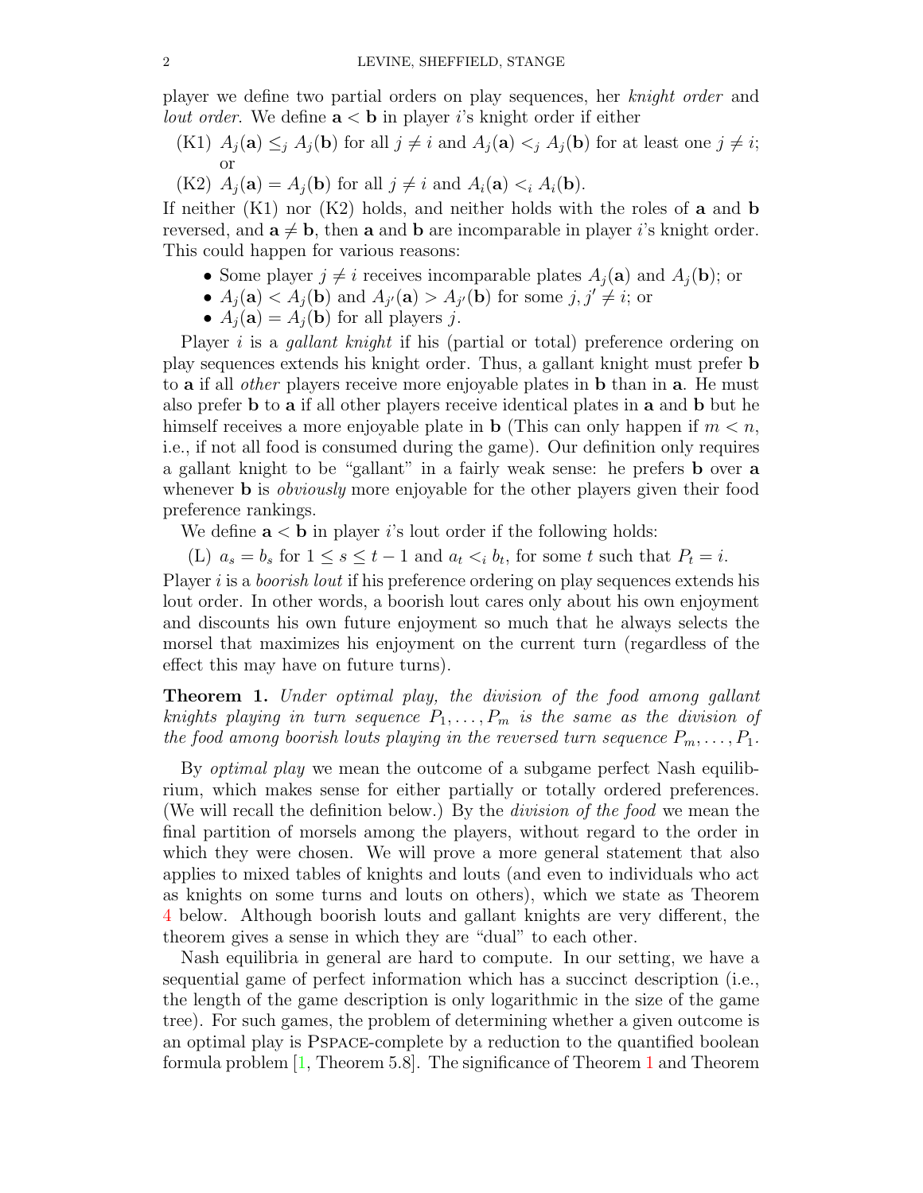player we define two partial orders on play sequences, her *knight order* and *lout order*. We define $\mathbf{a} < \mathbf{b}$ in player $i$'s knight order if either

(K1) $A_j(\mathbf{a}) \leq_j A_j(\mathbf{b})$ for all $j \neq i$ and $A_j(\mathbf{a}) <_j A_j(\mathbf{b})$ for at least one $j \neq i$; or

(K2) $A_j(\mathbf{a}) = A_j(\mathbf{b})$ for all $j \neq i$ and $A_i(\mathbf{a}) <_i A_i(\mathbf{b})$.

If neither (K1) nor (K2) holds, and neither holds with the roles of $\mathbf{a}$ and $\mathbf{b}$ reversed, and $\mathbf{a} \neq \mathbf{b}$, then $\mathbf{a}$ and $\mathbf{b}$ are incomparable in player $i$'s knight order. This could happen for various reasons:

- Some player $j \neq i$ receives incomparable plates $A_j(\mathbf{a})$ and $A_j(\mathbf{b})$; or
- $A_j(\mathbf{a}) < A_j(\mathbf{b})$ and $A_{j'}(\mathbf{a}) > A_{j'}(\mathbf{b})$ for some $j, j' \neq i$; or
- $A_j(\mathbf{a}) = A_j(\mathbf{b})$ for all players $j$.

Player $i$ is a *gallant knight* if his (partial or total) preference ordering on play sequences extends his knight order. Thus, a gallant knight must prefer $\mathbf{b}$ to $\mathbf{a}$ if all *other* players receive more enjoyable plates in $\mathbf{b}$ than in $\mathbf{a}$. He must also prefer $\mathbf{b}$ to $\mathbf{a}$ if all other players receive identical plates in $\mathbf{a}$ and $\mathbf{b}$ but he himself receives a more enjoyable plate in $\mathbf{b}$ (This can only happen if $m < n$, i.e., if not all food is consumed during the game). Our definition only requires a gallant knight to be "gallant" in a fairly weak sense: he prefers $\mathbf{b}$ over $\mathbf{a}$ whenever $\mathbf{b}$ is *obviously* more enjoyable for the other players given their food preference rankings.

We define $\mathbf{a} < \mathbf{b}$ in player $i$'s lout order if the following holds:

(L) $a_s = b_s$ for $1 \leq s \leq t-1$ and $a_t <_i b_t$, for some $t$ such that $P_t = i$.

Player $i$ is a *boorish lout* if his preference ordering on play sequences extends his lout order. In other words, a boorish lout cares only about his own enjoyment and discounts his own future enjoyment so much that he always selects the morsel that maximizes his enjoyment on the current turn (regardless of the effect this may have on future turns).

**Theorem 1.** *Under optimal play, the division of the food among gallant knights playing in turn sequence $P_1, \ldots, P_m$ is the same as the division of the food among boorish louts playing in the reversed turn sequence $P_m, \ldots, P_1$.*

By *optimal play* we mean the outcome of a subgame perfect Nash equilibrium, which makes sense for either partially or totally ordered preferences. (We will recall the definition below.) By the *division of the food* we mean the final partition of morsels among the players, without regard to the order in which they were chosen. We will prove a more general statement that also applies to mixed tables of knights and louts (and even to individuals who act as knights on some turns and louts on others), which we state as Theorem 4 below. Although boorish louts and gallant knights are very different, the theorem gives a sense in which they are "dual" to each other.

Nash equilibria in general are hard to compute. In our setting, we have a sequential game of perfect information which has a succinct description (i.e., the length of the game description is only logarithmic in the size of the game tree). For such games, the problem of determining whether a given outcome is an optimal play is PSPACE-complete by a reduction to the quantified boolean formula problem [1, Theorem 5.8]. The significance of Theorem 1 and Theorem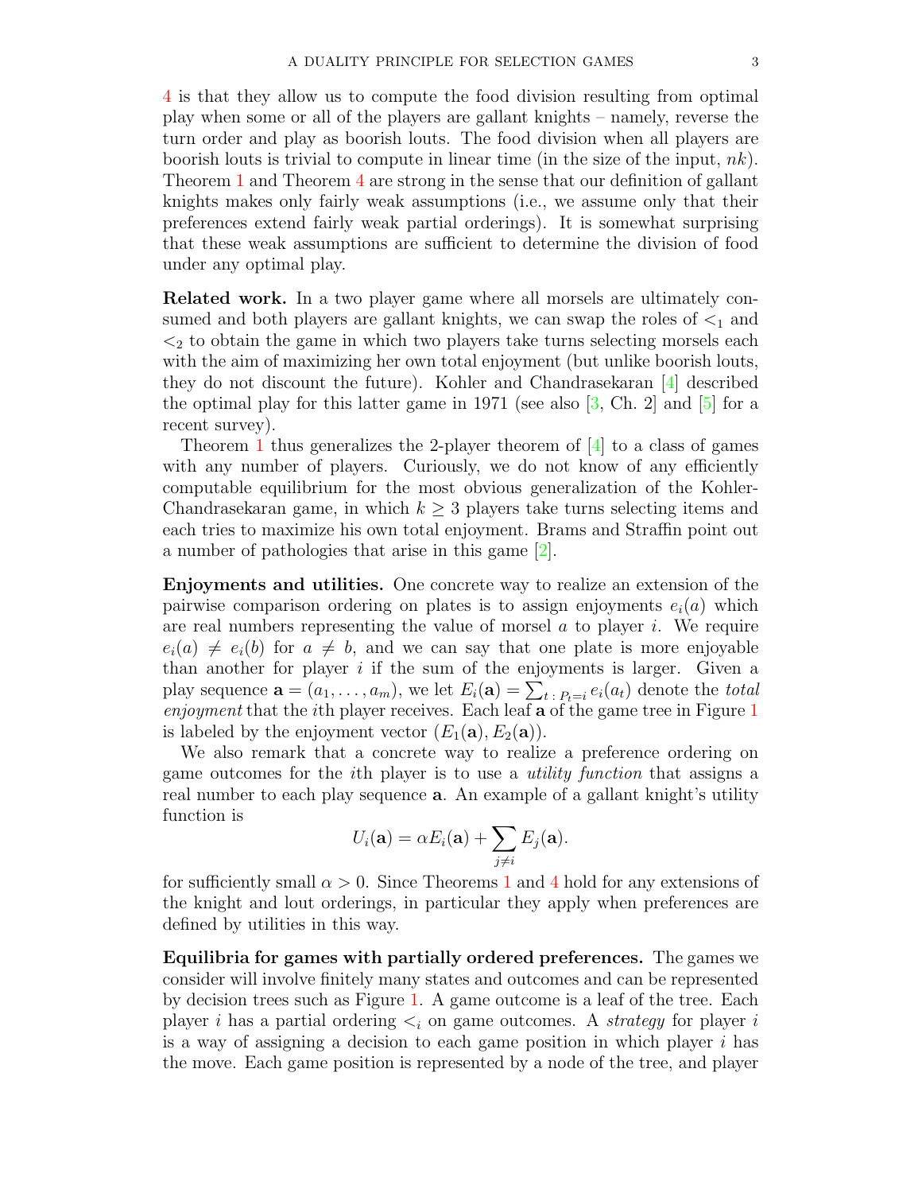4 is that they allow us to compute the food division resulting from optimal play when some or all of the players are gallant knights – namely, reverse the turn order and play as boorish louts. The food division when all players are boorish louts is trivial to compute in linear time (in the size of the input, $nk$). Theorem 1 and Theorem 4 are strong in the sense that our definition of gallant knights makes only fairly weak assumptions (i.e., we assume only that their preferences extend fairly weak partial orderings). It is somewhat surprising that these weak assumptions are sufficient to determine the division of food under any optimal play.

**Related work.** In a two player game where all morsels are ultimately consumed and both players are gallant knights, we can swap the roles of $<_1$ and $<_2$ to obtain the game in which two players take turns selecting morsels each with the aim of maximizing her own total enjoyment (but unlike boorish louts, they do not discount the future). Kohler and Chandrasekaran [4] described the optimal play for this latter game in 1971 (see also [3, Ch. 2] and [5] for a recent survey).

Theorem 1 thus generalizes the 2-player theorem of [4] to a class of games with any number of players. Curiously, we do not know of any efficiently computable equilibrium for the most obvious generalization of the Kohler-Chandrasekaran game, in which $k \geq 3$ players take turns selecting items and each tries to maximize his own total enjoyment. Brams and Straffin point out a number of pathologies that arise in this game [2].

**Enjoyments and utilities.** One concrete way to realize an extension of the pairwise comparison ordering on plates is to assign enjoyments $e_i(a)$ which are real numbers representing the value of morsel $a$ to player $i$. We require $e_i(a) \neq e_i(b)$ for $a \neq b$, and we can say that one plate is more enjoyable than another for player $i$ if the sum of the enjoyments is larger. Given a play sequence $\mathbf{a} = (a_1, \ldots, a_m)$, we let $E_i(\mathbf{a}) = \sum_{t\,:\,P_t = i} e_i(a_t)$ denote the *total enjoyment* that the $i$th player receives. Each leaf $\mathbf{a}$ of the game tree in Figure 1 is labeled by the enjoyment vector $(E_1(\mathbf{a}), E_2(\mathbf{a}))$.

We also remark that a concrete way to realize a preference ordering on game outcomes for the $i$th player is to use a *utility function* that assigns a real number to each play sequence $\mathbf{a}$. An example of a gallant knight's utility function is

$$U_i(\mathbf{a}) = \alpha E_i(\mathbf{a}) + \sum_{j \neq i} E_j(\mathbf{a}).$$

for sufficiently small $\alpha > 0$. Since Theorems 1 and 4 hold for any extensions of the knight and lout orderings, in particular they apply when preferences are defined by utilities in this way.

**Equilibria for games with partially ordered preferences.** The games we consider will involve finitely many states and outcomes and can be represented by decision trees such as Figure 1. A game outcome is a leaf of the tree. Each player $i$ has a partial ordering $<_i$ on game outcomes. A *strategy* for player $i$ is a way of assigning a decision to each game position in which player $i$ has the move. Each game position is represented by a node of the tree, and player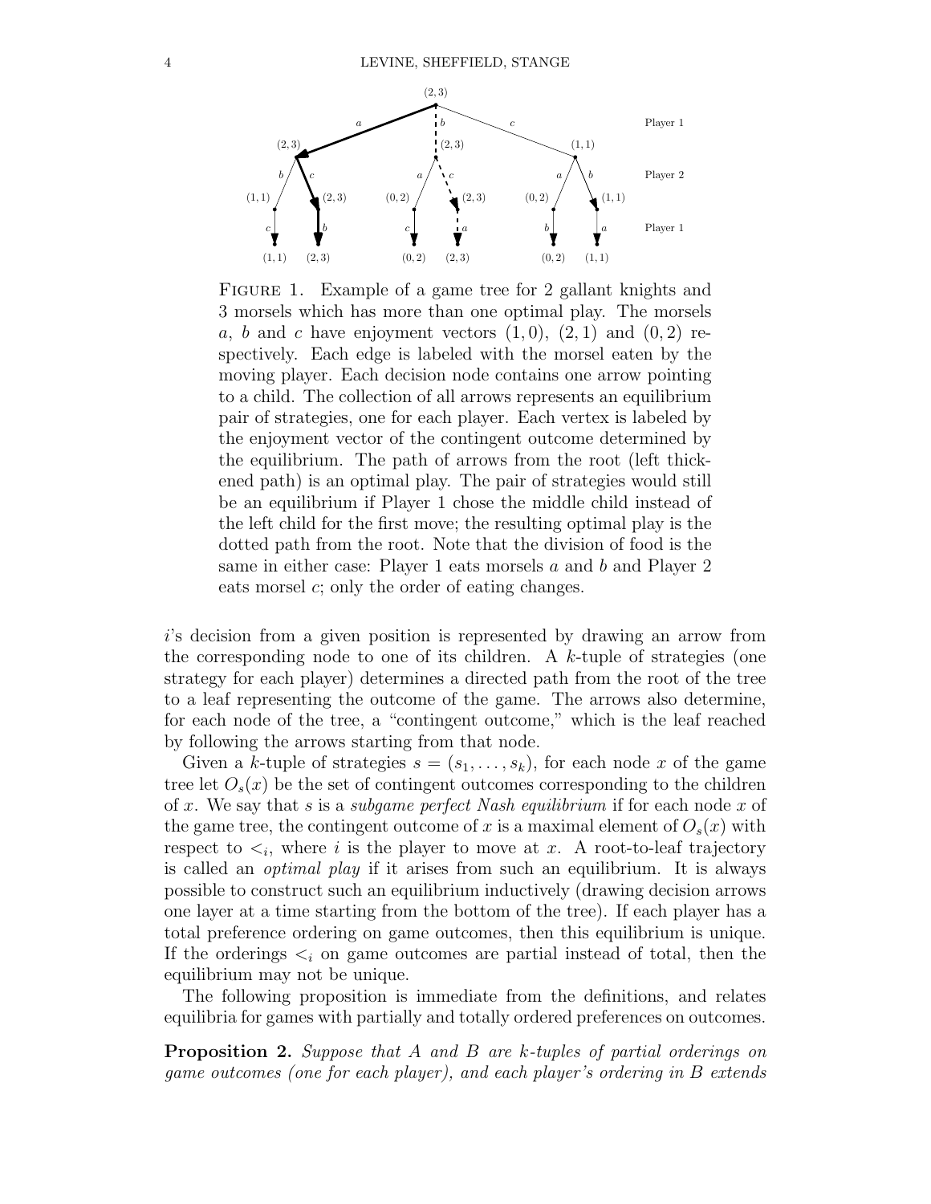Figure 1. Example of a game tree for 2 gallant knights and 3 morsels which has more than one optimal play. The morsels $a$, $b$ and $c$ have enjoyment vectors $(1, 0)$, $(2, 1)$ and $(0, 2)$ respectively. Each edge is labeled with the morsel eaten by the moving player. Each decision node contains one arrow pointing to a child. The collection of all arrows represents an equilibrium pair of strategies, one for each player. Each vertex is labeled by the enjoyment vector of the contingent outcome determined by the equilibrium. The path of arrows from the root (left thickened path) is an optimal play. The pair of strategies would still be an equilibrium if Player 1 chose the middle child instead of the left child for the first move; the resulting optimal play is the dotted path from the root. Note that the division of food is the same in either case: Player 1 eats morsels $a$ and $b$ and Player 2 eats morsel $c$; only the order of eating changes.

$i$'s decision from a given position is represented by drawing an arrow from the corresponding node to one of its children. A $k$-tuple of strategies (one strategy for each player) determines a directed path from the root of the tree to a leaf representing the outcome of the game. The arrows also determine, for each node of the tree, a "contingent outcome," which is the leaf reached by following the arrows starting from that node.

Given a $k$-tuple of strategies $s = (s_1, \ldots, s_k)$, for each node $x$ of the game tree let $O_s(x)$ be the set of contingent outcomes corresponding to the children of $x$. We say that $s$ is a *subgame perfect Nash equilibrium* if for each node $x$ of the game tree, the contingent outcome of $x$ is a maximal element of $O_s(x)$ with respect to $<_i$, where $i$ is the player to move at $x$. A root-to-leaf trajectory is called an *optimal play* if it arises from such an equilibrium. It is always possible to construct such an equilibrium inductively (drawing decision arrows one layer at a time starting from the bottom of the tree). If each player has a total preference ordering on game outcomes, then this equilibrium is unique. If the orderings $<_i$ on game outcomes are partial instead of total, then the equilibrium may not be unique.

The following proposition is immediate from the definitions, and relates equilibria for games with partially and totally ordered preferences on outcomes.

**Proposition 2.** *Suppose that $A$ and $B$ are $k$-tuples of partial orderings on game outcomes (one for each player), and each player's ordering in $B$ extends*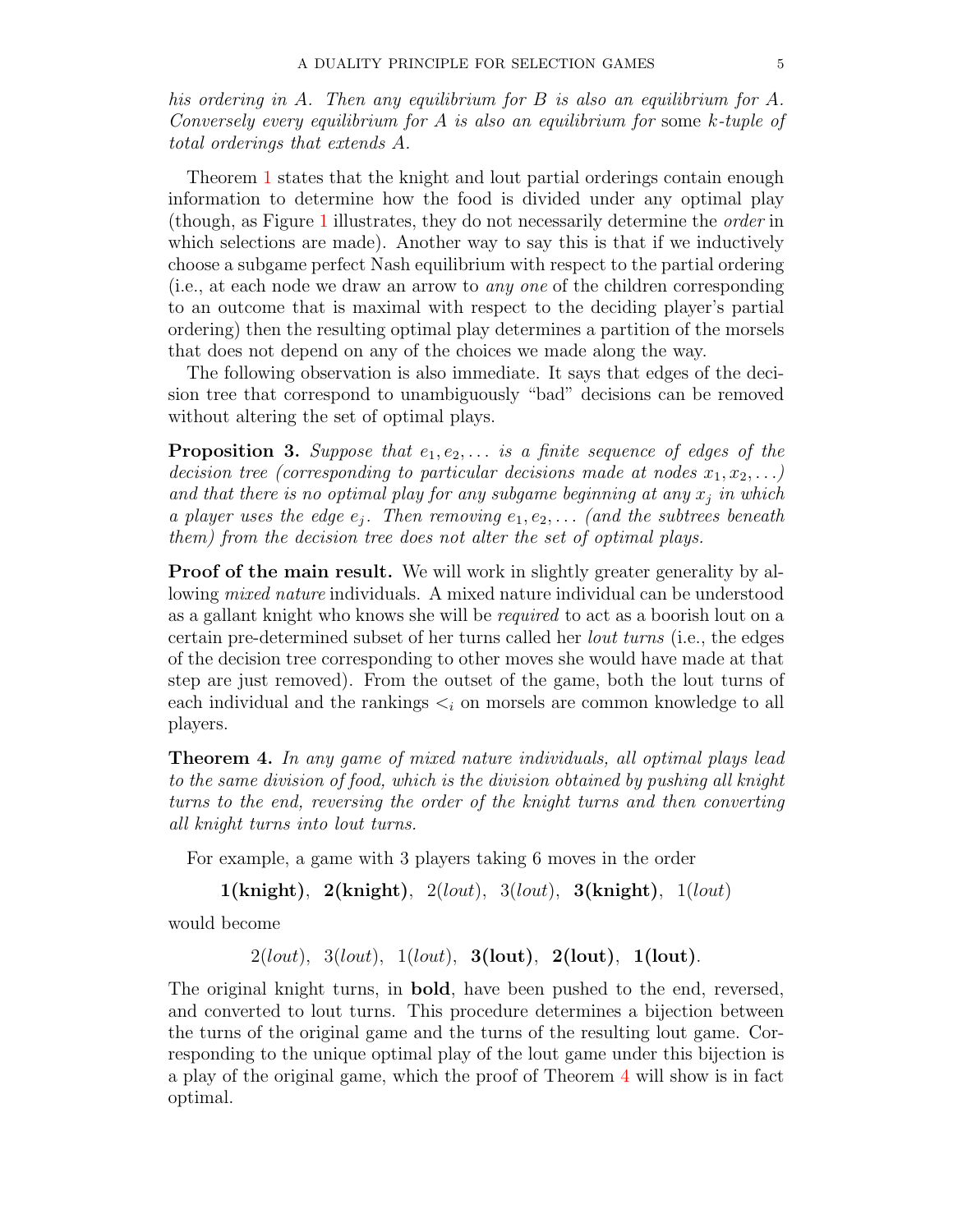*his ordering in A. Then any equilibrium for B is also an equilibrium for A. Conversely every equilibrium for A is also an equilibrium for* some *k-tuple of total orderings that extends A.*

Theorem 1 states that the knight and lout partial orderings contain enough information to determine how the food is divided under any optimal play (though, as Figure 1 illustrates, they do not necessarily determine the *order* in which selections are made). Another way to say this is that if we inductively choose a subgame perfect Nash equilibrium with respect to the partial ordering (i.e., at each node we draw an arrow to *any one* of the children corresponding to an outcome that is maximal with respect to the deciding player's partial ordering) then the resulting optimal play determines a partition of the morsels that does not depend on any of the choices we made along the way.

The following observation is also immediate. It says that edges of the decision tree that correspond to unambiguously "bad" decisions can be removed without altering the set of optimal plays.

**Proposition 3.** *Suppose that $e_1, e_2, \ldots$ is a finite sequence of edges of the decision tree (corresponding to particular decisions made at nodes $x_1, x_2, \ldots$) and that there is no optimal play for any subgame beginning at any $x_j$ in which a player uses the edge $e_j$. Then removing $e_1, e_2, \ldots$ (and the subtrees beneath them) from the decision tree does not alter the set of optimal plays.*

**Proof of the main result.** We will work in slightly greater generality by allowing *mixed nature* individuals. A mixed nature individual can be understood as a gallant knight who knows she will be *required* to act as a boorish lout on a certain pre-determined subset of her turns called her *lout turns* (i.e., the edges of the decision tree corresponding to other moves she would have made at that step are just removed). From the outset of the game, both the lout turns of each individual and the rankings $<_i$ on morsels are common knowledge to all players.

**Theorem 4.** *In any game of mixed nature individuals, all optimal plays lead to the same division of food, which is the division obtained by pushing all knight turns to the end, reversing the order of the knight turns and then converting all knight turns into lout turns.*

For example, a game with 3 players taking 6 moves in the order

**1(knight)**, **2(knight)**, 2(*lout*), 3(*lout*), **3(knight)**, 1(*lout*)

would become

2(*lout*), 3(*lout*), 1(*lout*), **3(lout)**, **2(lout)**, **1(lout)**.

The original knight turns, in **bold**, have been pushed to the end, reversed, and converted to lout turns. This procedure determines a bijection between the turns of the original game and the turns of the resulting lout game. Corresponding to the unique optimal play of the lout game under this bijection is a play of the original game, which the proof of Theorem 4 will show is in fact optimal.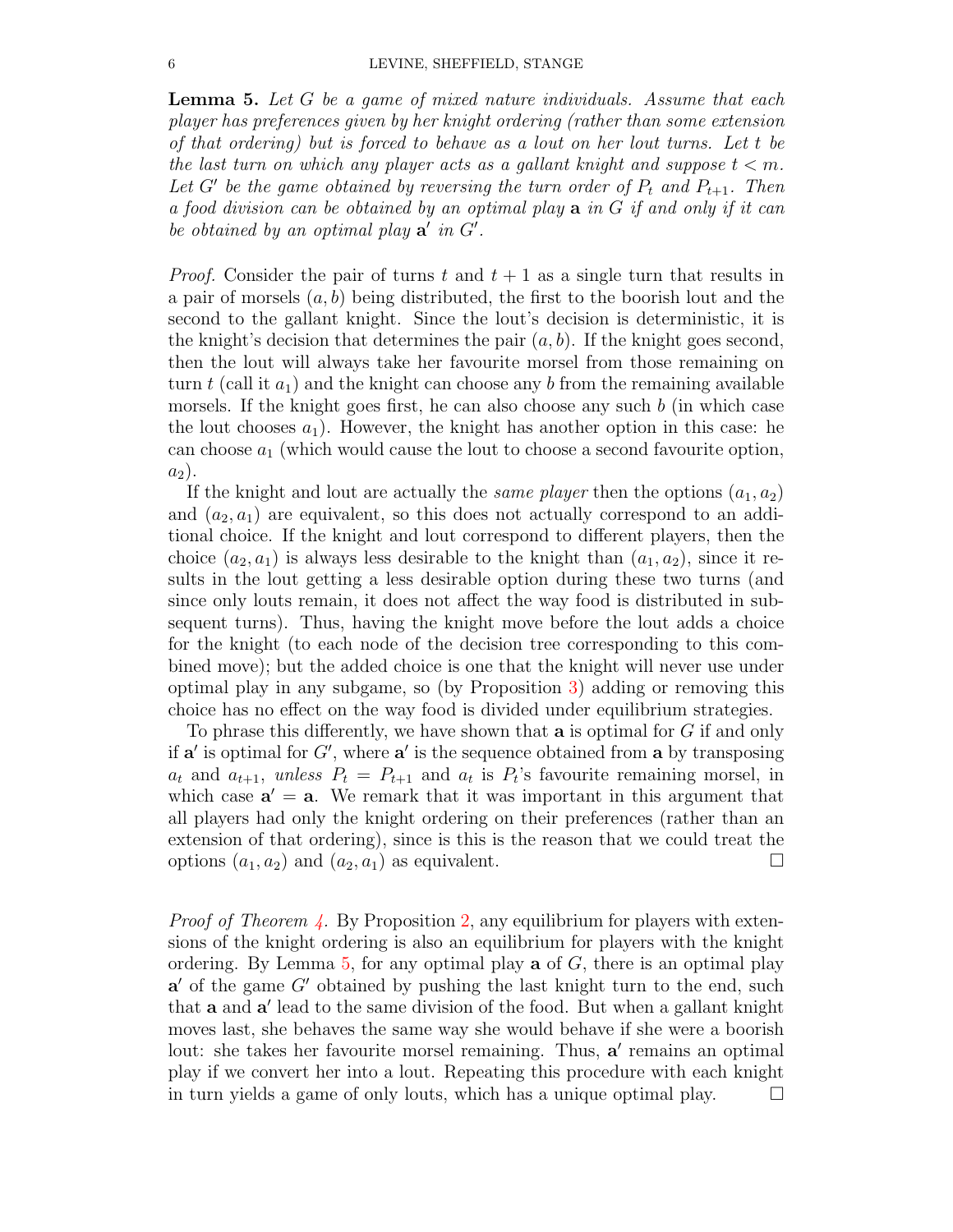**Lemma 5.** *Let $G$ be a game of mixed nature individuals. Assume that each player has preferences given by her knight ordering (rather than some extension of that ordering) but is forced to behave as a lout on her lout turns. Let $t$ be the last turn on which any player acts as a gallant knight and suppose $t < m$. Let $G'$ be the game obtained by reversing the turn order of $P_t$ and $P_{t+1}$. Then a food division can be obtained by an optimal play $\mathbf{a}$ in $G$ if and only if it can be obtained by an optimal play $\mathbf{a}'$ in $G'$.*

*Proof.* Consider the pair of turns $t$ and $t+1$ as a single turn that results in a pair of morsels $(a, b)$ being distributed, the first to the boorish lout and the second to the gallant knight. Since the lout's decision is deterministic, it is the knight's decision that determines the pair $(a, b)$. If the knight goes second, then the lout will always take her favourite morsel from those remaining on turn $t$ (call it $a_1$) and the knight can choose any $b$ from the remaining available morsels. If the knight goes first, he can also choose any such $b$ (in which case the lout chooses $a_1$). However, the knight has another option in this case: he can choose $a_1$ (which would cause the lout to choose a second favourite option, $a_2$).

If the knight and lout are actually the *same player* then the options $(a_1, a_2)$ and $(a_2, a_1)$ are equivalent, so this does not actually correspond to an additional choice. If the knight and lout correspond to different players, then the choice $(a_2, a_1)$ is always less desirable to the knight than $(a_1, a_2)$, since it results in the lout getting a less desirable option during these two turns (and since only louts remain, it does not affect the way food is distributed in subsequent turns). Thus, having the knight move before the lout adds a choice for the knight (to each node of the decision tree corresponding to this combined move); but the added choice is one that the knight will never use under optimal play in any subgame, so (by Proposition 3) adding or removing this choice has no effect on the way food is divided under equilibrium strategies.

To phrase this differently, we have shown that $\mathbf{a}$ is optimal for $G$ if and only if $\mathbf{a}'$ is optimal for $G'$, where $\mathbf{a}'$ is the sequence obtained from $\mathbf{a}$ by transposing $a_t$ and $a_{t+1}$, *unless* $P_t = P_{t+1}$ and $a_t$ is $P_t$'s favourite remaining morsel, in which case $\mathbf{a}' = \mathbf{a}$. We remark that it was important in this argument that all players had only the knight ordering on their preferences (rather than an extension of that ordering), since is this is the reason that we could treat the options $(a_1, a_2)$ and $(a_2, a_1)$ as equivalent. □

*Proof of Theorem 4.* By Proposition 2, any equilibrium for players with extensions of the knight ordering is also an equilibrium for players with the knight ordering. By Lemma 5, for any optimal play $\mathbf{a}$ of $G$, there is an optimal play $\mathbf{a}'$ of the game $G'$ obtained by pushing the last knight turn to the end, such that $\mathbf{a}$ and $\mathbf{a}'$ lead to the same division of the food. But when a gallant knight moves last, she behaves the same way she would behave if she were a boorish lout: she takes her favourite morsel remaining. Thus, $\mathbf{a}'$ remains an optimal play if we convert her into a lout. Repeating this procedure with each knight in turn yields a game of only louts, which has a unique optimal play. □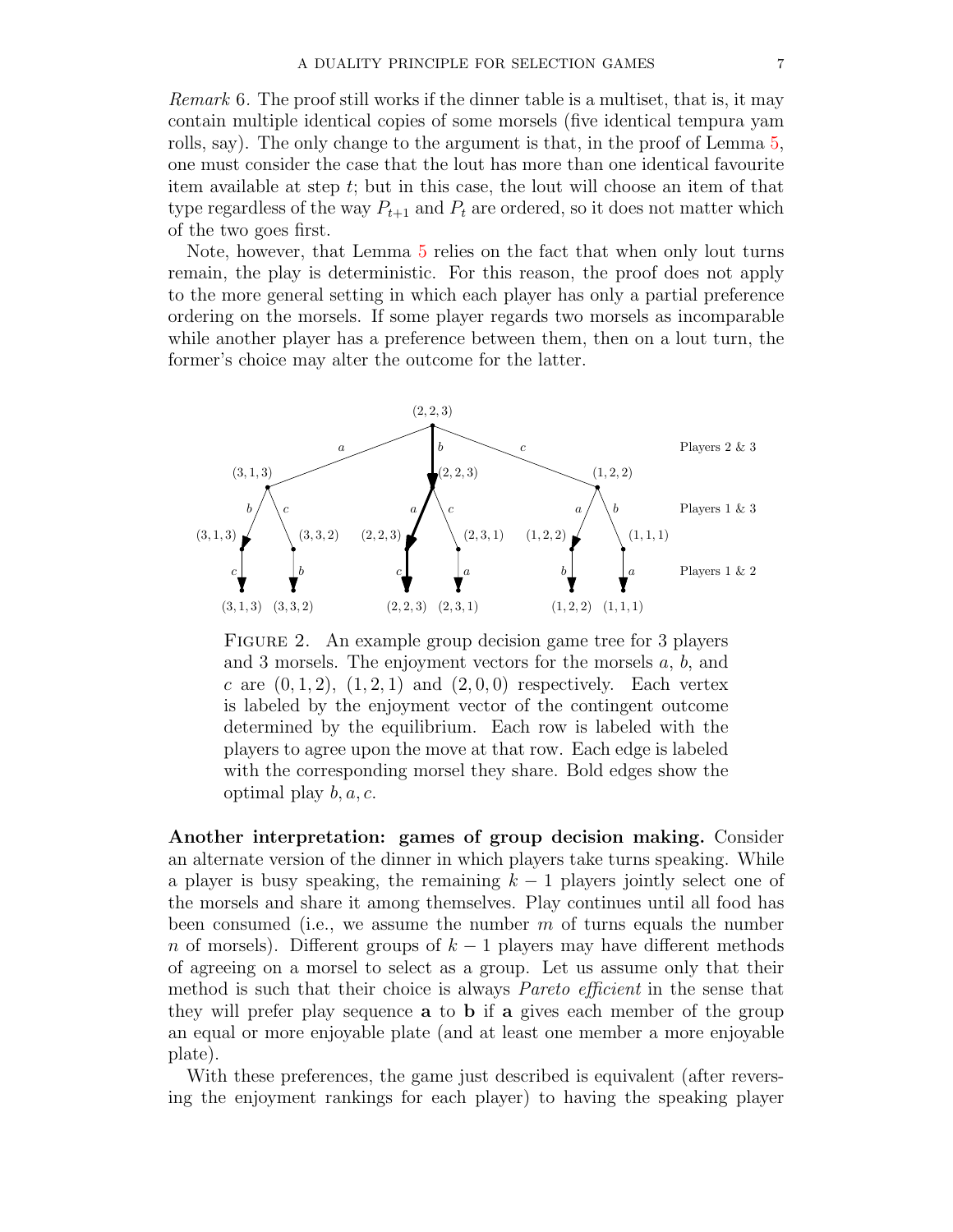*Remark* 6. The proof still works if the dinner table is a multiset, that is, it may contain multiple identical copies of some morsels (five identical tempura yam rolls, say). The only change to the argument is that, in the proof of Lemma 5, one must consider the case that the lout has more than one identical favourite item available at step $t$; but in this case, the lout will choose an item of that type regardless of the way $P_{t+1}$ and $P_t$ are ordered, so it does not matter which of the two goes first.

Note, however, that Lemma 5 relies on the fact that when only lout turns remain, the play is deterministic. For this reason, the proof does not apply to the more general setting in which each player has only a partial preference ordering on the morsels. If some player regards two morsels as incomparable while another player has a preference between them, then on a lout turn, the former's choice may alter the outcome for the latter.

FIGURE 2. An example group decision game tree for 3 players and 3 morsels. The enjoyment vectors for the morsels $a$, $b$, and $c$ are $(0, 1, 2)$, $(1, 2, 1)$ and $(2, 0, 0)$ respectively. Each vertex is labeled by the enjoyment vector of the contingent outcome determined by the equilibrium. Each row is labeled with the players to agree upon the move at that row. Each edge is labeled with the corresponding morsel they share. Bold edges show the optimal play $b, a, c$.

**Another interpretation: games of group decision making.** Consider an alternate version of the dinner in which players take turns speaking. While a player is busy speaking, the remaining $k-1$ players jointly select one of the morsels and share it among themselves. Play continues until all food has been consumed (i.e., we assume the number $m$ of turns equals the number $n$ of morsels). Different groups of $k-1$ players may have different methods of agreeing on a morsel to select as a group. Let us assume only that their method is such that their choice is always *Pareto efficient* in the sense that they will prefer play sequence $\mathbf{a}$ to $\mathbf{b}$ if $\mathbf{a}$ gives each member of the group an equal or more enjoyable plate (and at least one member a more enjoyable plate).

With these preferences, the game just described is equivalent (after reversing the enjoyment rankings for each player) to having the speaking player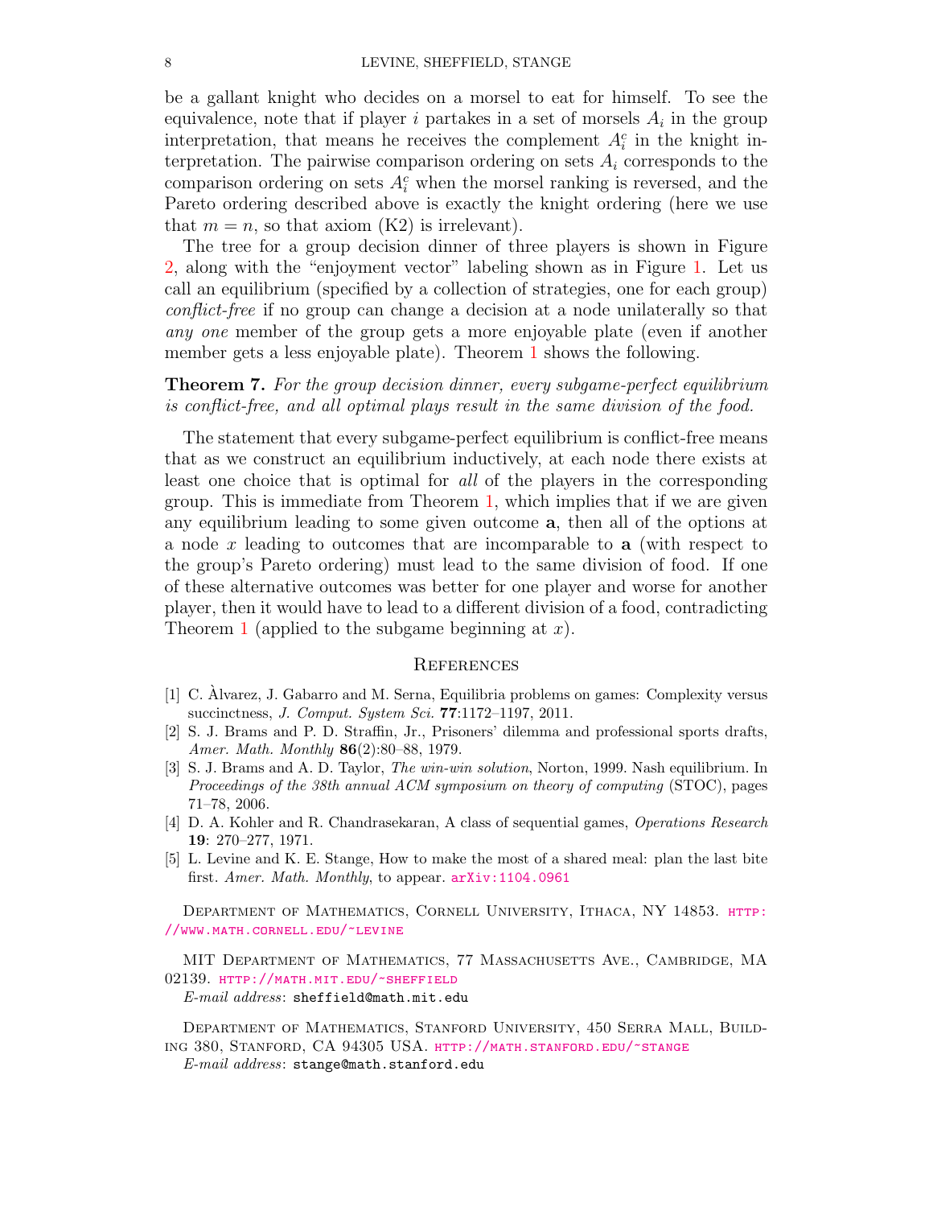be a gallant knight who decides on a morsel to eat for himself. To see the equivalence, note that if player $i$ partakes in a set of morsels $A_i$ in the group interpretation, that means he receives the complement $A_i^c$ in the knight interpretation. The pairwise comparison ordering on sets $A_i$ corresponds to the comparison ordering on sets $A_i^c$ when the morsel ranking is reversed, and the Pareto ordering described above is exactly the knight ordering (here we use that $m = n$, so that axiom (K2) is irrelevant).

The tree for a group decision dinner of three players is shown in Figure 2, along with the "enjoyment vector" labeling shown as in Figure 1. Let us call an equilibrium (specified by a collection of strategies, one for each group) *conflict-free* if no group can change a decision at a node unilaterally so that *any one* member of the group gets a more enjoyable plate (even if another member gets a less enjoyable plate). Theorem 1 shows the following.

**Theorem 7.** *For the group decision dinner, every subgame-perfect equilibrium is conflict-free, and all optimal plays result in the same division of the food.*

The statement that every subgame-perfect equilibrium is conflict-free means that as we construct an equilibrium inductively, at each node there exists at least one choice that is optimal for *all* of the players in the corresponding group. This is immediate from Theorem 1, which implies that if we are given any equilibrium leading to some given outcome $\mathbf{a}$, then all of the options at a node $x$ leading to outcomes that are incomparable to $\mathbf{a}$ (with respect to the group's Pareto ordering) must lead to the same division of food. If one of these alternative outcomes was better for one player and worse for another player, then it would have to lead to a different division of a food, contradicting Theorem 1 (applied to the subgame beginning at $x$).

## References

[1] C. Àlvarez, J. Gabarro and M. Serna, Equilibria problems on games: Complexity versus succinctness, *J. Comput. System Sci.* **77**:1172–1197, 2011.

[2] S. J. Brams and P. D. Straffin, Jr., Prisoners' dilemma and professional sports drafts, *Amer. Math. Monthly* **86**(2):80–88, 1979.

[3] S. J. Brams and A. D. Taylor, *The win-win solution*, Norton, 1999. Nash equilibrium. In *Proceedings of the 38th annual ACM symposium on theory of computing* (STOC), pages 71–78, 2006.

[4] D. A. Kohler and R. Chandrasekaran, A class of sequential games, *Operations Research* **19**: 270–277, 1971.

[5] L. Levine and K. E. Stange, How to make the most of a shared meal: plan the last bite first. *Amer. Math. Monthly*, to appear. arXiv:1104.0961

Department of Mathematics, Cornell University, Ithaca, NY 14853. http://www.math.cornell.edu/~levine

MIT Department of Mathematics, 77 Massachusetts Ave., Cambridge, MA 02139. http://math.mit.edu/~sheffield

*E-mail address*: sheffield@math.mit.edu

Department of Mathematics, Stanford University, 450 Serra Mall, Building 380, Stanford, CA 94305 USA. http://math.stanford.edu/~stange

*E-mail address*: stange@math.stanford.edu